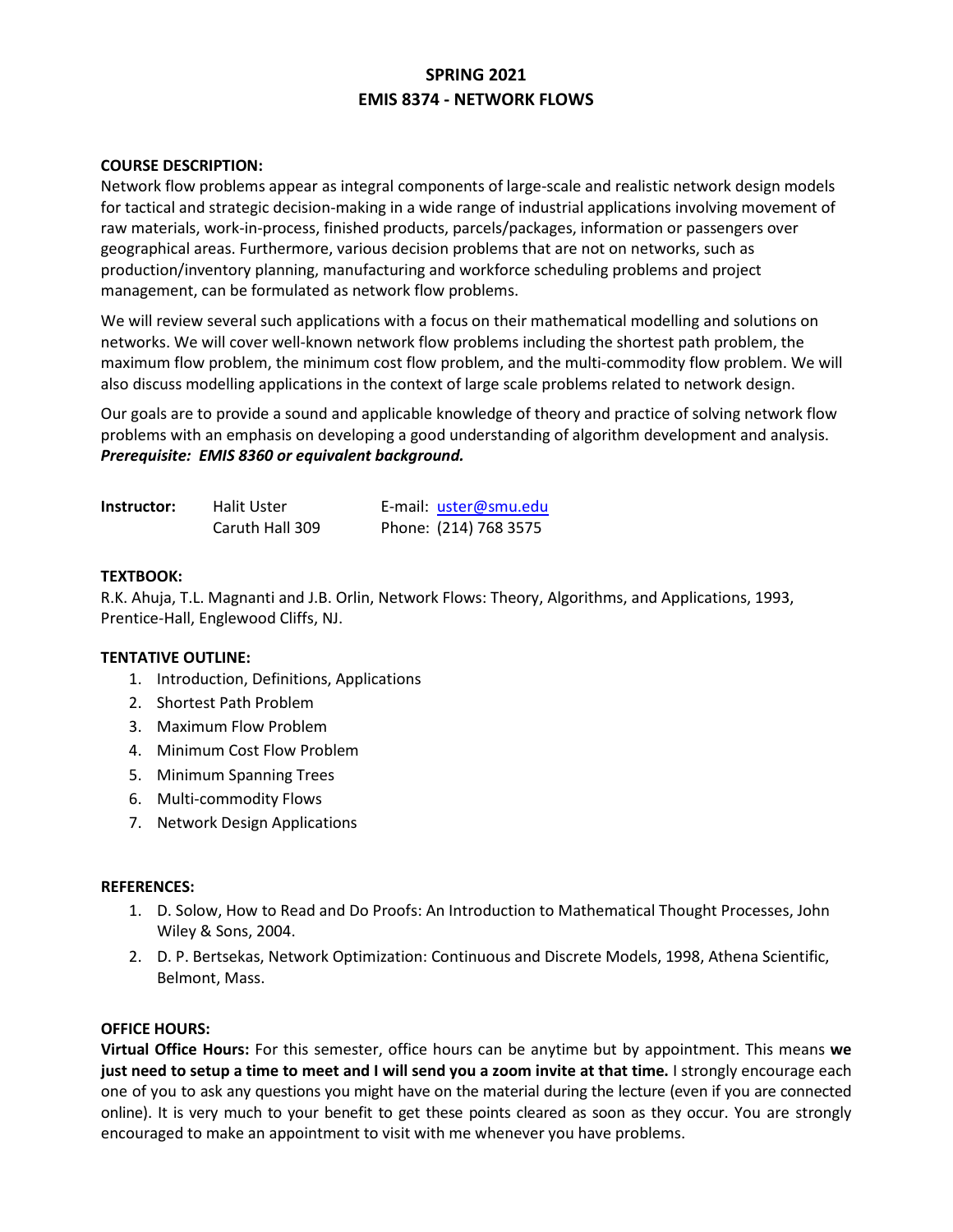# SPRING 2021
# EMIS 8374 - NETWORK FLOWS

**COURSE DESCRIPTION:**

Network flow problems appear as integral components of large-scale and realistic network design models for tactical and strategic decision-making in a wide range of industrial applications involving movement of raw materials, work-in-process, finished products, parcels/packages, information or passengers over geographical areas. Furthermore, various decision problems that are not on networks, such as production/inventory planning, manufacturing and workforce scheduling problems and project management, can be formulated as network flow problems.

We will review several such applications with a focus on their mathematical modelling and solutions on networks. We will cover well-known network flow problems including the shortest path problem, the maximum flow problem, the minimum cost flow problem, and the multi-commodity flow problem. We will also discuss modelling applications in the context of large scale problems related to network design.

Our goals are to provide a sound and applicable knowledge of theory and practice of solving network flow problems with an emphasis on developing a good understanding of algorithm development and analysis.
***Prerequisite: EMIS 8360 or equivalent background.***

| **Instructor:** | Halit Uster | E-mail: uster@smu.edu |
|---|---|---|
| | Caruth Hall 309 | Phone: (214) 768 3575 |

**TEXTBOOK:**

R.K. Ahuja, T.L. Magnanti and J.B. Orlin, Network Flows: Theory, Algorithms, and Applications, 1993, Prentice-Hall, Englewood Cliffs, NJ.

**TENTATIVE OUTLINE:**

1. Introduction, Definitions, Applications
2. Shortest Path Problem
3. Maximum Flow Problem
4. Minimum Cost Flow Problem
5. Minimum Spanning Trees
6. Multi-commodity Flows
7. Network Design Applications

**REFERENCES:**

1. D. Solow, How to Read and Do Proofs: An Introduction to Mathematical Thought Processes, John Wiley & Sons, 2004.
2. D. P. Bertsekas, Network Optimization: Continuous and Discrete Models, 1998, Athena Scientific, Belmont, Mass.

**OFFICE HOURS:**

**Virtual Office Hours:** For this semester, office hours can be anytime but by appointment. This means **we just need to setup a time to meet and I will send you a zoom invite at that time.** I strongly encourage each one of you to ask any questions you might have on the material during the lecture (even if you are connected online). It is very much to your benefit to get these points cleared as soon as they occur. You are strongly encouraged to make an appointment to visit with me whenever you have problems.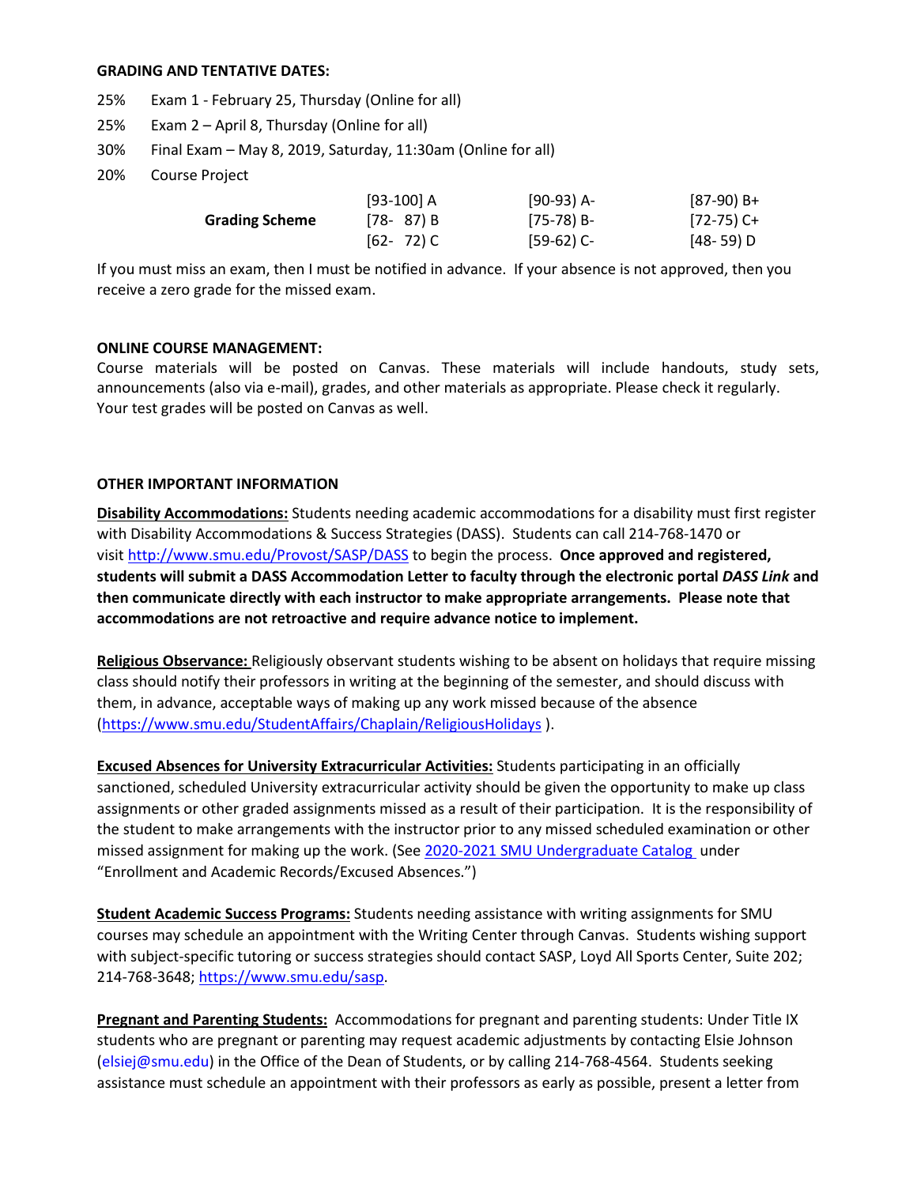**GRADING AND TENTATIVE DATES:**

25% Exam 1 - February 25, Thursday (Online for all)

25% Exam 2 – April 8, Thursday (Online for all)

30% Final Exam – May 8, 2019, Saturday, 11:30am (Online for all)

20% Course Project

| | | | |
|---|---|---|---|
| **Grading Scheme** | [93-100] A | [90-93) A- | [87-90) B+ |
| | [78- 87) B | [75-78) B- | [72-75) C+ |
| | [62- 72) C | [59-62) C- | [48- 59) D |

If you must miss an exam, then I must be notified in advance. If your absence is not approved, then you receive a zero grade for the missed exam.

**ONLINE COURSE MANAGEMENT:**

Course materials will be posted on Canvas. These materials will include handouts, study sets, announcements (also via e-mail), grades, and other materials as appropriate. Please check it regularly. Your test grades will be posted on Canvas as well.

**OTHER IMPORTANT INFORMATION**

**Disability Accommodations:** Students needing academic accommodations for a disability must first register with Disability Accommodations & Success Strategies (DASS). Students can call 214-768-1470 or visit http://www.smu.edu/Provost/SASP/DASS to begin the process. **Once approved and registered, students will submit a DASS Accommodation Letter to faculty through the electronic portal *DASS Link* and then communicate directly with each instructor to make appropriate arrangements. Please note that accommodations are not retroactive and require advance notice to implement.**

**Religious Observance:** Religiously observant students wishing to be absent on holidays that require missing class should notify their professors in writing at the beginning of the semester, and should discuss with them, in advance, acceptable ways of making up any work missed because of the absence (https://www.smu.edu/StudentAffairs/Chaplain/ReligiousHolidays ).

**Excused Absences for University Extracurricular Activities:** Students participating in an officially sanctioned, scheduled University extracurricular activity should be given the opportunity to make up class assignments or other graded assignments missed as a result of their participation. It is the responsibility of the student to make arrangements with the instructor prior to any missed scheduled examination or other missed assignment for making up the work. (See 2020-2021 SMU Undergraduate Catalog under "Enrollment and Academic Records/Excused Absences.")

**Student Academic Success Programs:** Students needing assistance with writing assignments for SMU courses may schedule an appointment with the Writing Center through Canvas. Students wishing support with subject-specific tutoring or success strategies should contact SASP, Loyd All Sports Center, Suite 202; 214-768-3648; https://www.smu.edu/sasp.

**Pregnant and Parenting Students:** Accommodations for pregnant and parenting students: Under Title IX students who are pregnant or parenting may request academic adjustments by contacting Elsie Johnson (elsiej@smu.edu) in the Office of the Dean of Students, or by calling 214-768-4564. Students seeking assistance must schedule an appointment with their professors as early as possible, present a letter from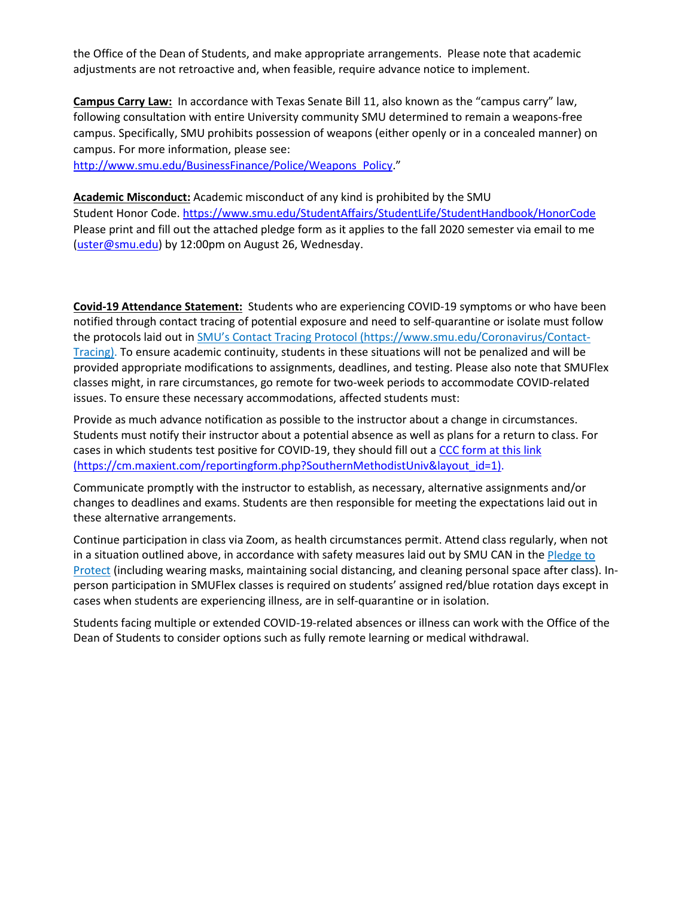the Office of the Dean of Students, and make appropriate arrangements. Please note that academic adjustments are not retroactive and, when feasible, require advance notice to implement.

**Campus Carry Law:** In accordance with Texas Senate Bill 11, also known as the "campus carry" law, following consultation with entire University community SMU determined to remain a weapons-free campus. Specifically, SMU prohibits possession of weapons (either openly or in a concealed manner) on campus. For more information, please see: [http://www.smu.edu/BusinessFinance/Police/Weapons_Policy](http://www.smu.edu/BusinessFinance/Police/Weapons_Policy)."

**Academic Misconduct:** Academic misconduct of any kind is prohibited by the SMU Student Honor Code. [https://www.smu.edu/StudentAffairs/StudentLife/StudentHandbook/HonorCode](https://www.smu.edu/StudentAffairs/StudentLife/StudentHandbook/HonorCode) Please print and fill out the attached pledge form as it applies to the fall 2020 semester via email to me ([uster@smu.edu](mailto:uster@smu.edu)) by 12:00pm on August 26, Wednesday.

**Covid-19 Attendance Statement:** Students who are experiencing COVID-19 symptoms or who have been notified through contact tracing of potential exposure and need to self-quarantine or isolate must follow the protocols laid out in [SMU's Contact Tracing Protocol (https://www.smu.edu/Coronavirus/Contact-Tracing)](https://www.smu.edu/Coronavirus/Contact-Tracing). To ensure academic continuity, students in these situations will not be penalized and will be provided appropriate modifications to assignments, deadlines, and testing. Please also note that SMUFlex classes might, in rare circumstances, go remote for two-week periods to accommodate COVID-related issues. To ensure these necessary accommodations, affected students must:

Provide as much advance notification as possible to the instructor about a change in circumstances. Students must notify their instructor about a potential absence as well as plans for a return to class. For cases in which students test positive for COVID-19, they should fill out a [CCC form at this link (https://cm.maxient.com/reportingform.php?SouthernMethodistUniv&layout_id=1)](https://cm.maxient.com/reportingform.php?SouthernMethodistUniv&layout_id=1).

Communicate promptly with the instructor to establish, as necessary, alternative assignments and/or changes to deadlines and exams. Students are then responsible for meeting the expectations laid out in these alternative arrangements.

Continue participation in class via Zoom, as health circumstances permit. Attend class regularly, when not in a situation outlined above, in accordance with safety measures laid out by SMU CAN in the Pledge to Protect (including wearing masks, maintaining social distancing, and cleaning personal space after class). In-person participation in SMUFlex classes is required on students' assigned red/blue rotation days except in cases when students are experiencing illness, are in self-quarantine or in isolation.

Students facing multiple or extended COVID-19-related absences or illness can work with the Office of the Dean of Students to consider options such as fully remote learning or medical withdrawal.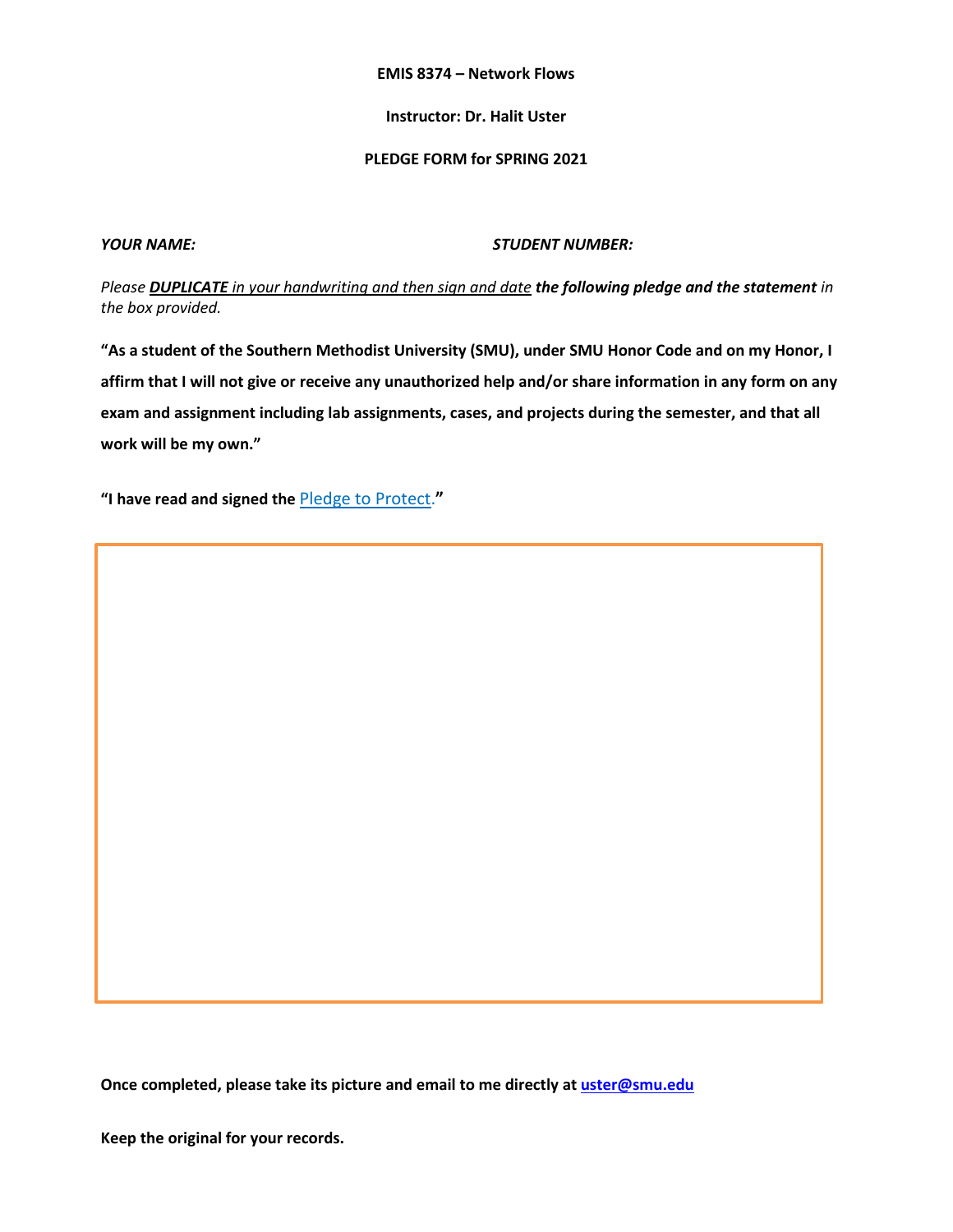**EMIS 8374 – Network Flows**

**Instructor: Dr. Halit Uster**

**PLEDGE FORM for SPRING 2021**

*YOUR NAME:* *STUDENT NUMBER:*

*Please **DUPLICATE** in your handwriting and then sign and date **the following pledge and the statement** in the box provided.*

**"As a student of the Southern Methodist University (SMU), under SMU Honor Code and on my Honor, I affirm that I will not give or receive any unauthorized help and/or share information in any form on any exam and assignment including lab assignments, cases, and projects during the semester, and that all work will be my own."**

**"I have read and signed the** Pledge to Protect.**"**

**Once completed, please take its picture and email to me directly at uster@smu.edu**

**Keep the original for your records.**